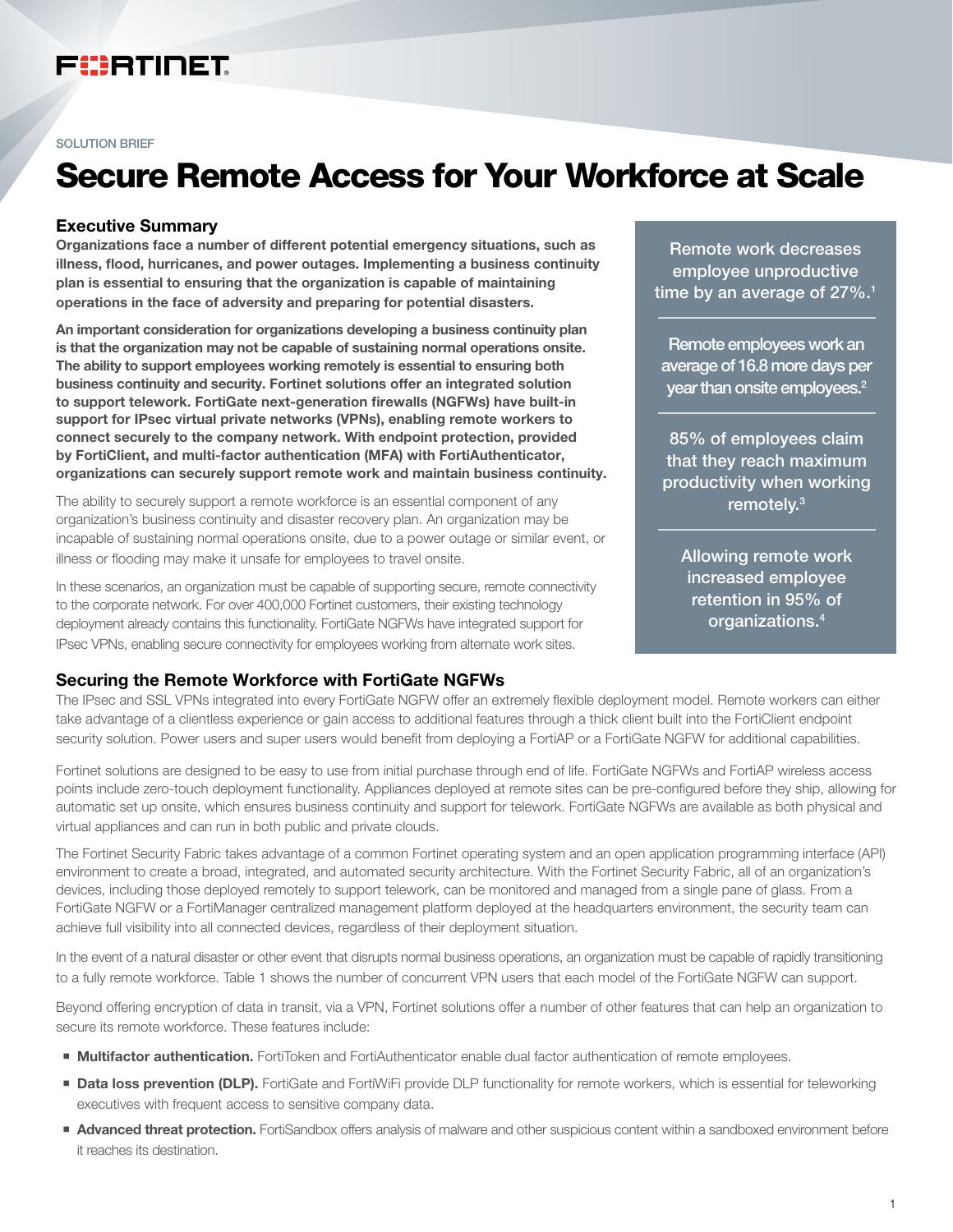SOLUTION BRIEF

# Secure Remote Access for Your Workforce at Scale

## Executive Summary

**Organizations face a number of different potential emergency situations, such as illness, flood, hurricanes, and power outages. Implementing a business continuity plan is essential to ensuring that the organization is capable of maintaining operations in the face of adversity and preparing for potential disasters.**

**An important consideration for organizations developing a business continuity plan is that the organization may not be capable of sustaining normal operations onsite. The ability to support employees working remotely is essential to ensuring both business continuity and security. Fortinet solutions offer an integrated solution to support telework. FortiGate next-generation firewalls (NGFWs) have built-in support for IPsec virtual private networks (VPNs), enabling remote workers to connect securely to the company network. With endpoint protection, provided by FortiClient, and multi-factor authentication (MFA) with FortiAuthenticator, organizations can securely support remote work and maintain business continuity.**

The ability to securely support a remote workforce is an essential component of any organization's business continuity and disaster recovery plan. An organization may be incapable of sustaining normal operations onsite, due to a power outage or similar event, or illness or flooding may make it unsafe for employees to travel onsite.

In these scenarios, an organization must be capable of supporting secure, remote connectivity to the corporate network. For over 400,000 Fortinet customers, their existing technology deployment already contains this functionality. FortiGate NGFWs have integrated support for IPsec VPNs, enabling secure connectivity for employees working from alternate work sites.

> Remote work decreases employee unproductive time by an average of 27%.[1]
>
> Remote employees work an average of 16.8 more days per year than onsite employees.[2]
>
> 85% of employees claim that they reach maximum productivity when working remotely.[3]
>
> Allowing remote work increased employee retention in 95% of organizations.[4]

## Securing the Remote Workforce with FortiGate NGFWs

The IPsec and SSL VPNs integrated into every FortiGate NGFW offer an extremely flexible deployment model. Remote workers can either take advantage of a clientless experience or gain access to additional features through a thick client built into the FortiClient endpoint security solution. Power users and super users would benefit from deploying a FortiAP or a FortiGate NGFW for additional capabilities.

Fortinet solutions are designed to be easy to use from initial purchase through end of life. FortiGate NGFWs and FortiAP wireless access points include zero-touch deployment functionality. Appliances deployed at remote sites can be pre-configured before they ship, allowing for automatic set up onsite, which ensures business continuity and support for telework. FortiGate NGFWs are available as both physical and virtual appliances and can run in both public and private clouds.

The Fortinet Security Fabric takes advantage of a common Fortinet operating system and an open application programming interface (API) environment to create a broad, integrated, and automated security architecture. With the Fortinet Security Fabric, all of an organization's devices, including those deployed remotely to support telework, can be monitored and managed from a single pane of glass. From a FortiGate NGFW or a FortiManager centralized management platform deployed at the headquarters environment, the security team can achieve full visibility into all connected devices, regardless of their deployment situation.

In the event of a natural disaster or other event that disrupts normal business operations, an organization must be capable of rapidly transitioning to a fully remote workforce. Table 1 shows the number of concurrent VPN users that each model of the FortiGate NGFW can support.

Beyond offering encryption of data in transit, via a VPN, Fortinet solutions offer a number of other features that can help an organization to secure its remote workforce. These features include:

- **Multifactor authentication.** FortiToken and FortiAuthenticator enable dual factor authentication of remote employees.
- **Data loss prevention (DLP).** FortiGate and FortiWiFi provide DLP functionality for remote workers, which is essential for teleworking executives with frequent access to sensitive company data.
- **Advanced threat protection.** FortiSandbox offers analysis of malware and other suspicious content within a sandboxed environment before it reaches its destination.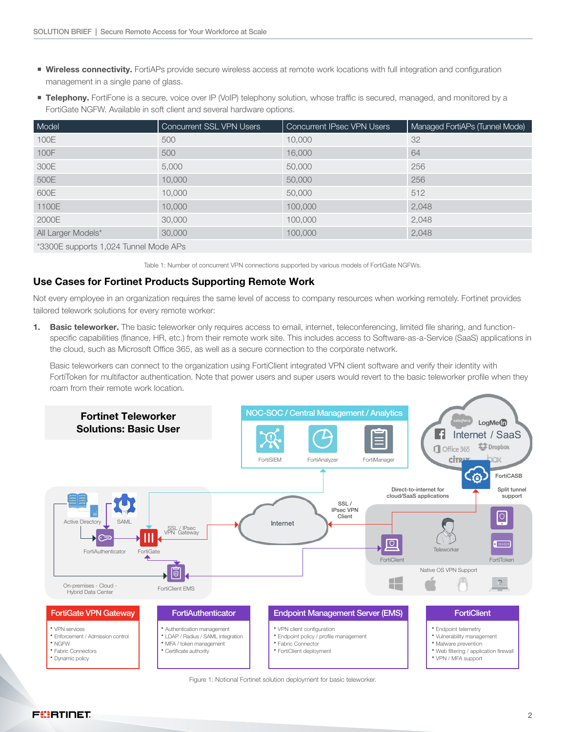- **Wireless connectivity.** FortiAPs provide secure wireless access at remote work locations with full integration and configuration management in a single pane of glass.
- **Telephony.** FortiFone is a secure, voice over IP (VoIP) telephony solution, whose traffic is secured, managed, and monitored by a FortiGate NGFW. Available in soft client and several hardware options.

| Model | Concurrent SSL VPN Users | Concurrent IPsec VPN Users | Managed FortiAPs (Tunnel Mode) |
| --- | --- | --- | --- |
| 100E | 500 | 10,000 | 32 |
| 100F | 500 | 16,000 | 64 |
| 300E | 5,000 | 50,000 | 256 |
| 500E | 10,000 | 50,000 | 256 |
| 600E | 10,000 | 50,000 | 512 |
| 1100E | 10,000 | 100,000 | 2,048 |
| 2000E | 30,000 | 100,000 | 2,048 |
| All Larger Models* | 30,000 | 100,000 | 2,048 |
| *3300E supports 1,024 Tunnel Mode APs | | | |

Table 1: Number of concurrent VPN connections supported by various models of FortiGate NGFWs.

## Use Cases for Fortinet Products Supporting Remote Work

Not every employee in an organization requires the same level of access to company resources when working remotely. Fortinet provides tailored telework solutions for every remote worker:

1. **Basic teleworker.** The basic teleworker only requires access to email, internet, teleconferencing, limited file sharing, and function-specific capabilities (finance, HR, etc.) from their remote work site. This includes access to Software-as-a-Service (SaaS) applications in the cloud, such as Microsoft Office 365, as well as a secure connection to the corporate network.

   Basic teleworkers can connect to the organization using FortiClient integrated VPN client software and verify their identity with FortiToken for multifactor authentication. Note that power users and super users would revert to the basic teleworker profile when they roam from their remote work location.

**Fortinet Teleworker Solutions: Basic User**

NOC-SOC / Central Management / Analytics: FortiSIEM, FortiAnalyzer, FortiManager

Internet / SaaS: salesforce, LogMeIn, Office 365, Dropbox, Citrix, box — FortiCASB

Direct-to-internet for cloud/SaaS applications; Split tunnel support; SSL / IPsec VPN Client

On-premises - Cloud - Hybrid Data Center: Active Directory, SAML, FortiAuthenticator, FortiGate (SSL / IPsec VPN Gateway), FortiClient EMS

Internet

Teleworker: FortiClient, FortiToken; Native OS VPN Support

**FortiGate VPN Gateway**
- VPN services
- Enforcement / Admission control
- NGFW
- Fabric Connectors
- Dynamic policy

**FortiAuthenticator**
- Authentication management
- LDAP / Radius / SAML integration
- MFA / token management
- Certificate authority

**Endpoint Management Server (EMS)**
- VPN client configuration
- Endpoint policy / profile management
- Fabric Connector
- FortiClient deployment

**FortiClient**
- Endpoint telemetry
- Vulnerability management
- Malware prevention
- Web filtering / application firewall
- VPN / MFA support

Figure 1: Notional Fortinet solution deployment for basic teleworker.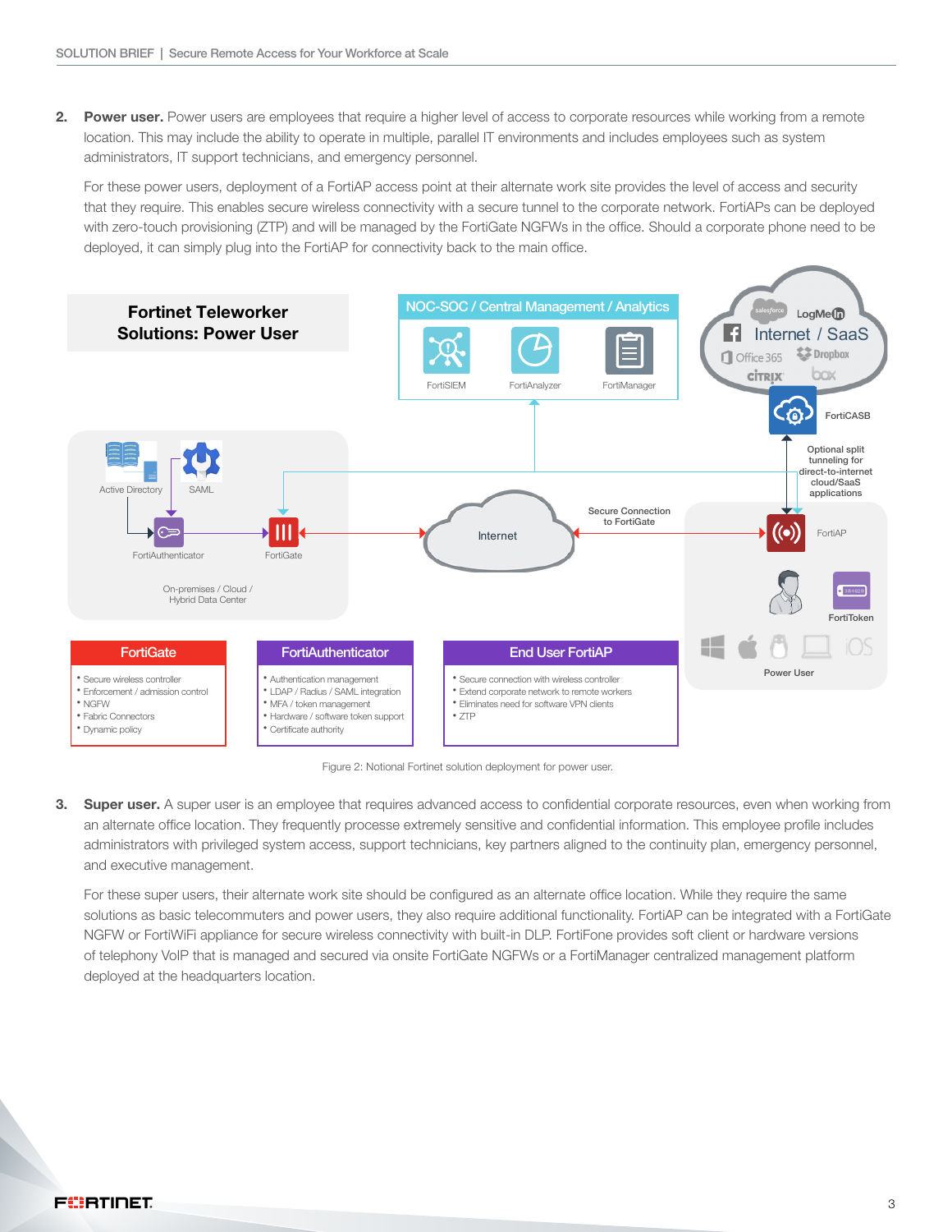2. **Power user.** Power users are employees that require a higher level of access to corporate resources while working from a remote location. This may include the ability to operate in multiple, parallel IT environments and includes employees such as system administrators, IT support technicians, and emergency personnel.

   For these power users, deployment of a FortiAP access point at their alternate work site provides the level of access and security that they require. This enables secure wireless connectivity with a secure tunnel to the corporate network. FortiAPs can be deployed with zero-touch provisioning (ZTP) and will be managed by the FortiGate NGFWs in the office. Should a corporate phone need to be deployed, it can simply plug into the FortiAP for connectivity back to the main office.

**Fortinet Teleworker Solutions: Power User**

NOC-SOC / Central Management / Analytics: FortiSIEM, FortiAnalyzer, FortiManager

Internet / SaaS: salesforce, LogMeIn, Office 365, Dropbox, Citrix, box

FortiCASB

Optional split tunneling for direct-to-internet cloud/SaaS applications

Active Directory, SAML, FortiAuthenticator, FortiGate — On-premises / Cloud / Hybrid Data Center

Internet — Secure Connection to FortiGate

FortiAP, FortiToken, Power User

| FortiGate | FortiAuthenticator | End User FortiAP |
| --- | --- | --- |
| • Secure wireless controller<br>• Enforcement / admission control<br>• NGFW<br>• Fabric Connectors<br>• Dynamic policy | • Authentication management<br>• LDAP / Radius / SAML integration<br>• MFA / token management<br>• Hardware / software token support<br>• Certificate authority | • Secure connection with wireless controller<br>• Extend corporate network to remote workers<br>• Eliminates need for software VPN clients<br>• ZTP |

Figure 2: Notional Fortinet solution deployment for power user.

3. **Super user.** A super user is an employee that requires advanced access to confidential corporate resources, even when working from an alternate office location. They frequently processe extremely sensitive and confidential information. This employee profile includes administrators with privileged system access, support technicians, key partners aligned to the continuity plan, emergency personnel, and executive management.

   For these super users, their alternate work site should be configured as an alternate office location. While they require the same solutions as basic telecommuters and power users, they also require additional functionality. FortiAP can be integrated with a FortiGate NGFW or FortiWiFi appliance for secure wireless connectivity with built-in DLP. FortiFone provides soft client or hardware versions of telephony VoIP that is managed and secured via onsite FortiGate NGFWs or a FortiManager centralized management platform deployed at the headquarters location.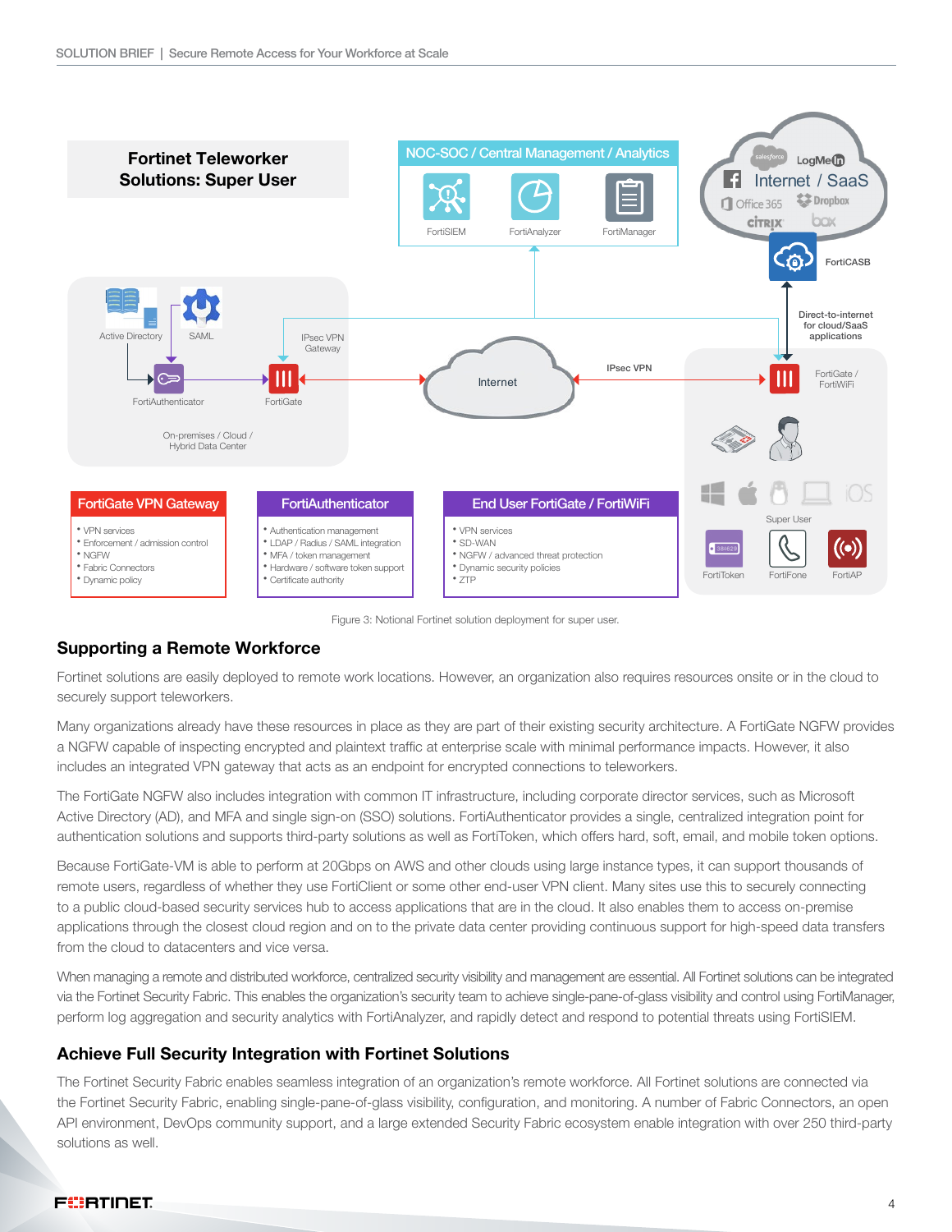**Fortinet Teleworker Solutions: Super User**

NOC-SOC / Central Management / Analytics

FortiSIEM FortiAnalyzer FortiManager

Internet / SaaS

FortiCASB

Direct-to-internet for cloud/SaaS applications

Active Directory SAML

IPsec VPN Gateway

FortiAuthenticator FortiGate

Internet

IPsec VPN

FortiGate / FortiWiFi

On-premises / Cloud / Hybrid Data Center

Super User

FortiToken FortiFone FortiAP

**FortiGate VPN Gateway**

- VPN services
- Enforcement / admission control
- NGFW
- Fabric Connectors
- Dynamic policy

**FortiAuthenticator**

- Authentication management
- LDAP / Radius / SAML integration
- MFA / token management
- Hardware / software token support
- Certificate authority

**End User FortiGate / FortiWiFi**

- VPN services
- SD-WAN
- NGFW / advanced threat protection
- Dynamic security policies
- ZTP

Figure 3: Notional Fortinet solution deployment for super user.

## Supporting a Remote Workforce

Fortinet solutions are easily deployed to remote work locations. However, an organization also requires resources onsite or in the cloud to securely support teleworkers.

Many organizations already have these resources in place as they are part of their existing security architecture. A FortiGate NGFW provides a NGFW capable of inspecting encrypted and plaintext traffic at enterprise scale with minimal performance impacts. However, it also includes an integrated VPN gateway that acts as an endpoint for encrypted connections to teleworkers.

The FortiGate NGFW also includes integration with common IT infrastructure, including corporate director services, such as Microsoft Active Directory (AD), and MFA and single sign-on (SSO) solutions. FortiAuthenticator provides a single, centralized integration point for authentication solutions and supports third-party solutions as well as FortiToken, which offers hard, soft, email, and mobile token options.

Because FortiGate-VM is able to perform at 20Gbps on AWS and other clouds using large instance types, it can support thousands of remote users, regardless of whether they use FortiClient or some other end-user VPN client. Many sites use this to securely connecting to a public cloud-based security services hub to access applications that are in the cloud. It also enables them to access on-premise applications through the closest cloud region and on to the private data center providing continuous support for high-speed data transfers from the cloud to datacenters and vice versa.

When managing a remote and distributed workforce, centralized security visibility and management are essential. All Fortinet solutions can be integrated via the Fortinet Security Fabric. This enables the organization's security team to achieve single-pane-of-glass visibility and control using FortiManager, perform log aggregation and security analytics with FortiAnalyzer, and rapidly detect and respond to potential threats using FortiSIEM.

## Achieve Full Security Integration with Fortinet Solutions

The Fortinet Security Fabric enables seamless integration of an organization's remote workforce. All Fortinet solutions are connected via the Fortinet Security Fabric, enabling single-pane-of-glass visibility, configuration, and monitoring. A number of Fabric Connectors, an open API environment, DevOps community support, and a large extended Security Fabric ecosystem enable integration with over 250 third-party solutions as well.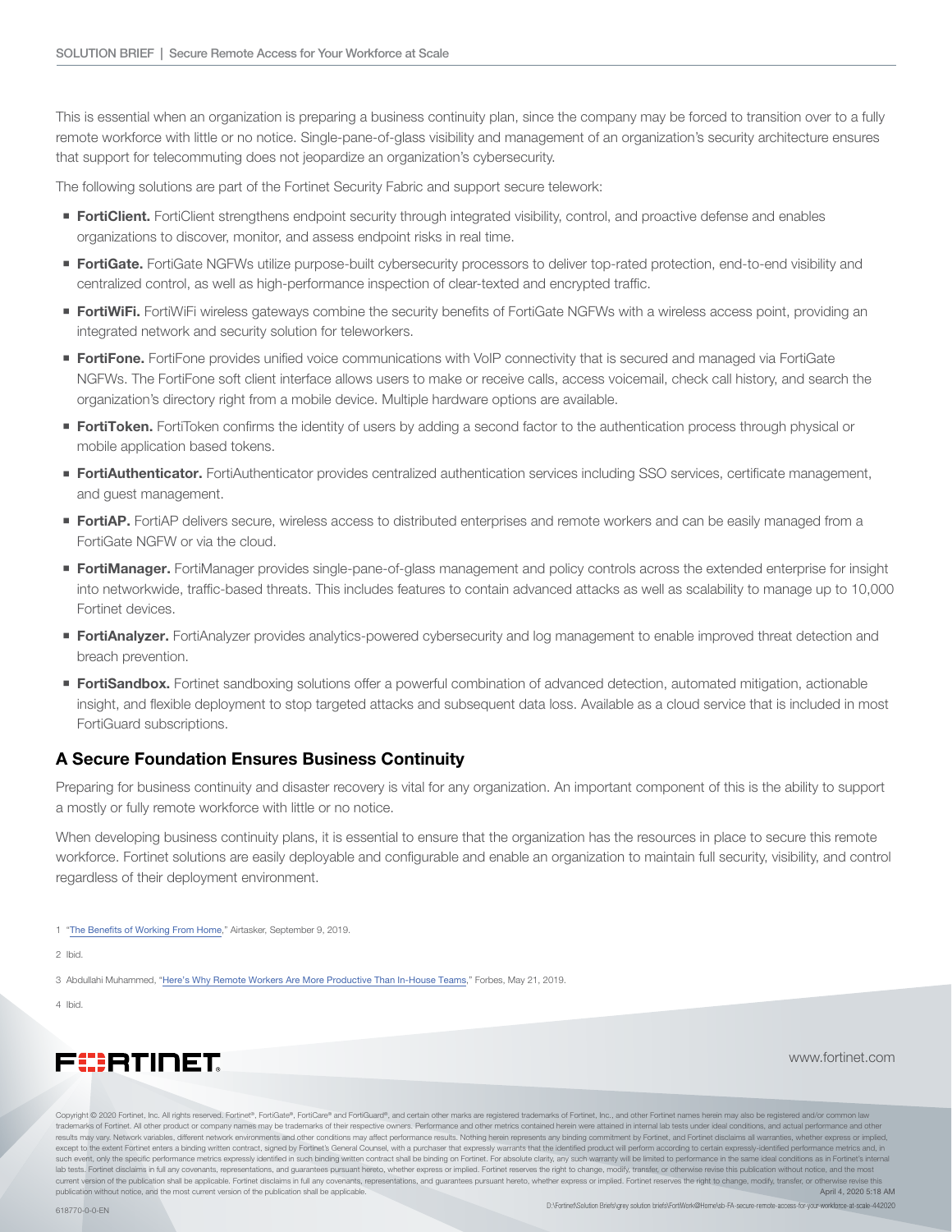This is essential when an organization is preparing a business continuity plan, since the company may be forced to transition over to a fully remote workforce with little or no notice. Single-pane-of-glass visibility and management of an organization's security architecture ensures that support for telecommuting does not jeopardize an organization's cybersecurity.

The following solutions are part of the Fortinet Security Fabric and support secure telework:

- **FortiClient.** FortiClient strengthens endpoint security through integrated visibility, control, and proactive defense and enables organizations to discover, monitor, and assess endpoint risks in real time.
- **FortiGate.** FortiGate NGFWs utilize purpose-built cybersecurity processors to deliver top-rated protection, end-to-end visibility and centralized control, as well as high-performance inspection of clear-texted and encrypted traffic.
- **FortiWiFi.** FortiWiFi wireless gateways combine the security benefits of FortiGate NGFWs with a wireless access point, providing an integrated network and security solution for teleworkers.
- **FortiFone.** FortiFone provides unified voice communications with VoIP connectivity that is secured and managed via FortiGate NGFWs. The FortiFone soft client interface allows users to make or receive calls, access voicemail, check call history, and search the organization's directory right from a mobile device. Multiple hardware options are available.
- **FortiToken.** FortiToken confirms the identity of users by adding a second factor to the authentication process through physical or mobile application based tokens.
- **FortiAuthenticator.** FortiAuthenticator provides centralized authentication services including SSO services, certificate management, and guest management.
- **FortiAP.** FortiAP delivers secure, wireless access to distributed enterprises and remote workers and can be easily managed from a FortiGate NGFW or via the cloud.
- **FortiManager.** FortiManager provides single-pane-of-glass management and policy controls across the extended enterprise for insight into networkwide, traffic-based threats. This includes features to contain advanced attacks as well as scalability to manage up to 10,000 Fortinet devices.
- **FortiAnalyzer.** FortiAnalyzer provides analytics-powered cybersecurity and log management to enable improved threat detection and breach prevention.
- **FortiSandbox.** Fortinet sandboxing solutions offer a powerful combination of advanced detection, automated mitigation, actionable insight, and flexible deployment to stop targeted attacks and subsequent data loss. Available as a cloud service that is included in most FortiGuard subscriptions.

## A Secure Foundation Ensures Business Continuity

Preparing for business continuity and disaster recovery is vital for any organization. An important component of this is the ability to support a mostly or fully remote workforce with little or no notice.

When developing business continuity plans, it is essential to ensure that the organization has the resources in place to secure this remote workforce. Fortinet solutions are easily deployable and configurable and enable an organization to maintain full security, visibility, and control regardless of their deployment environment.

1 "The Benefits of Working From Home," Airtasker, September 9, 2019.

2 Ibid.

3 Abdullahi Muhammed, "Here's Why Remote Workers Are More Productive Than In-House Teams," Forbes, May 21, 2019.

4 Ibid.

www.fortinet.com

Copyright © 2020 Fortinet, Inc. All rights reserved. Fortinet®, FortiGate®, FortiCare® and FortiGuard®, and certain other marks are registered trademarks of Fortinet, Inc., and other Fortinet names herein may also be registered and/or common law trademarks of Fortinet. All other product or company names may be trademarks of their respective owners. Performance and other metrics contained herein were attained in internal lab tests under ideal conditions, and actual performance and other results may vary. Network variables, different network environments and other conditions may affect performance results. Nothing herein represents any binding commitment by Fortinet, and Fortinet disclaims all warranties, whether express or implied, except to the extent Fortinet enters a binding written contract, signed by Fortinet's General Counsel, with a purchaser that expressly warrants that the identified product will perform according to certain expressly-identified performance metrics and, in such event, only the specific performance metrics expressly identified in such binding written contract shall be binding on Fortinet. For absolute clarity, any such warranty will be limited to performance in the same ideal conditions as in Fortinet's internal lab tests. Fortinet disclaims in full any covenants, representations, and guarantees pursuant hereto, whether express or implied. Fortinet reserves the right to change, modify, transfer, or otherwise revise this publication without notice, and the most current version of the publication shall be applicable. Fortinet disclaims in full any covenants, representations, and guarantees pursuant hereto, whether express or implied. Fortinet reserves the right to change, modify, transfer, or otherwise revise this publication without notice, and the most current version of the publication shall be applicable.

April 4, 2020 5:18 AM

D:\Fortinet\Solution Briefs\grey solution briefs\FortiWork@Home\sb-FA-secure-remote-access-for-your-workforce-at-scale-442020

618770-0-0-EN